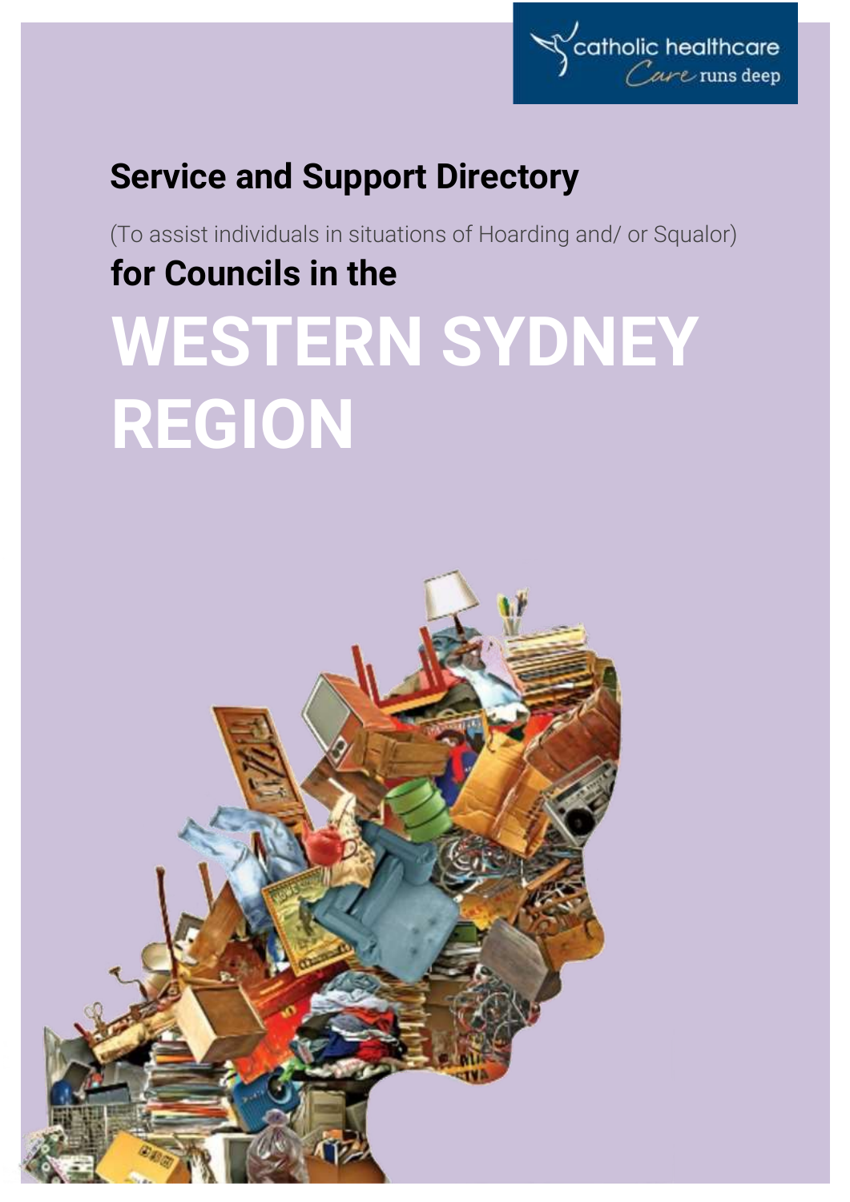catholic healthcare
*Care* runs deep

## Service and Support Directory

(To assist individuals in situations of Hoarding and/ or Squalor)

## for Councils in the

# WESTERN SYDNEY REGION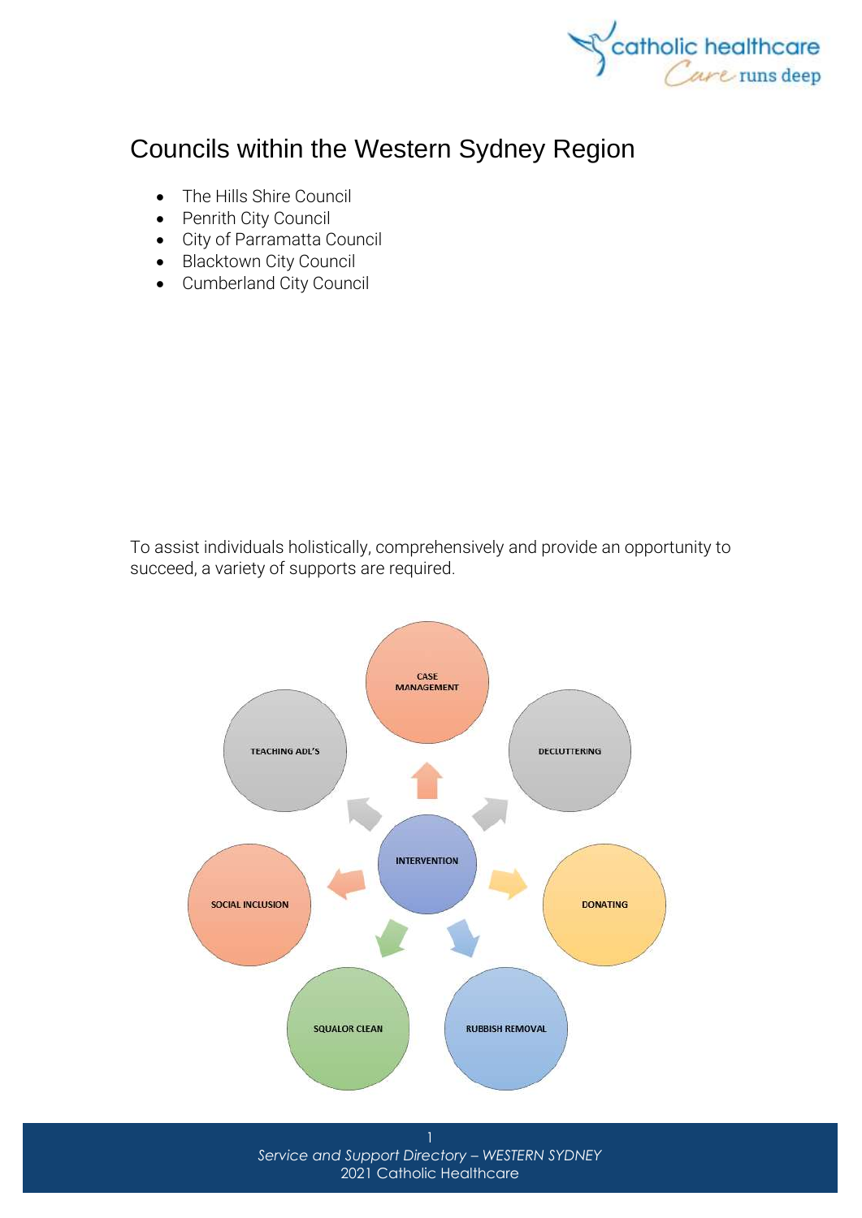# Councils within the Western Sydney Region

- The Hills Shire Council
- Penrith City Council
- City of Parramatta Council
- Blacktown City Council
- Cumberland City Council

To assist individuals holistically, comprehensively and provide an opportunity to succeed, a variety of supports are required.

INTERVENTION

CASE MANAGEMENT

DECLUTTERING

DONATING

RUBBISH REMOVAL

SQUALOR CLEAN

SOCIAL INCLUSION

TEACHING ADL'S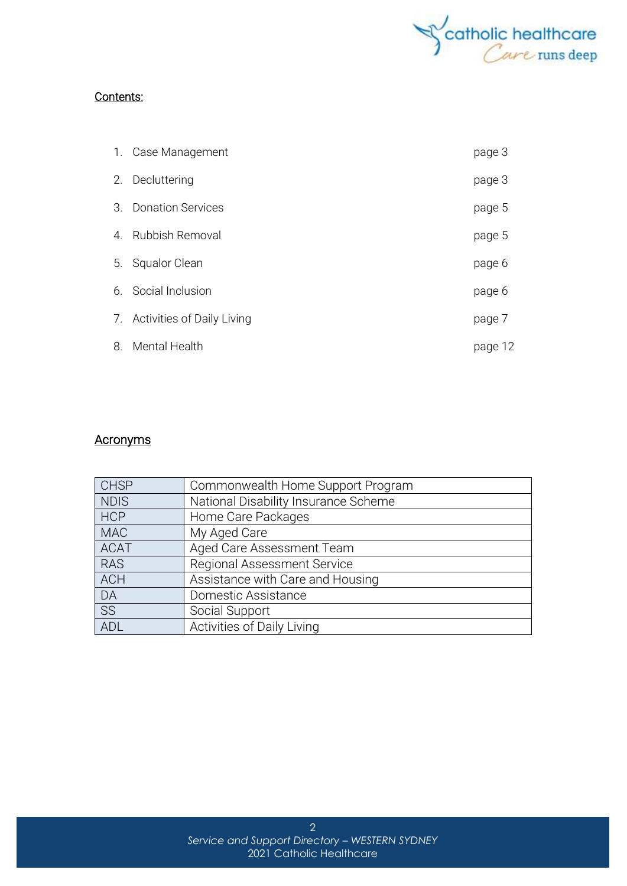## Contents:

1. Case Management page 3
2. Decluttering page 3
3. Donation Services page 5
4. Rubbish Removal page 5
5. Squalor Clean page 6
6. Social Inclusion page 6
7. Activities of Daily Living page 7
8. Mental Health page 12

## Acronyms

| | |
|---|---|
| CHSP | Commonwealth Home Support Program |
| NDIS | National Disability Insurance Scheme |
| HCP | Home Care Packages |
| MAC | My Aged Care |
| ACAT | Aged Care Assessment Team |
| RAS | Regional Assessment Service |
| ACH | Assistance with Care and Housing |
| DA | Domestic Assistance |
| SS | Social Support |
| ADL | Activities of Daily Living |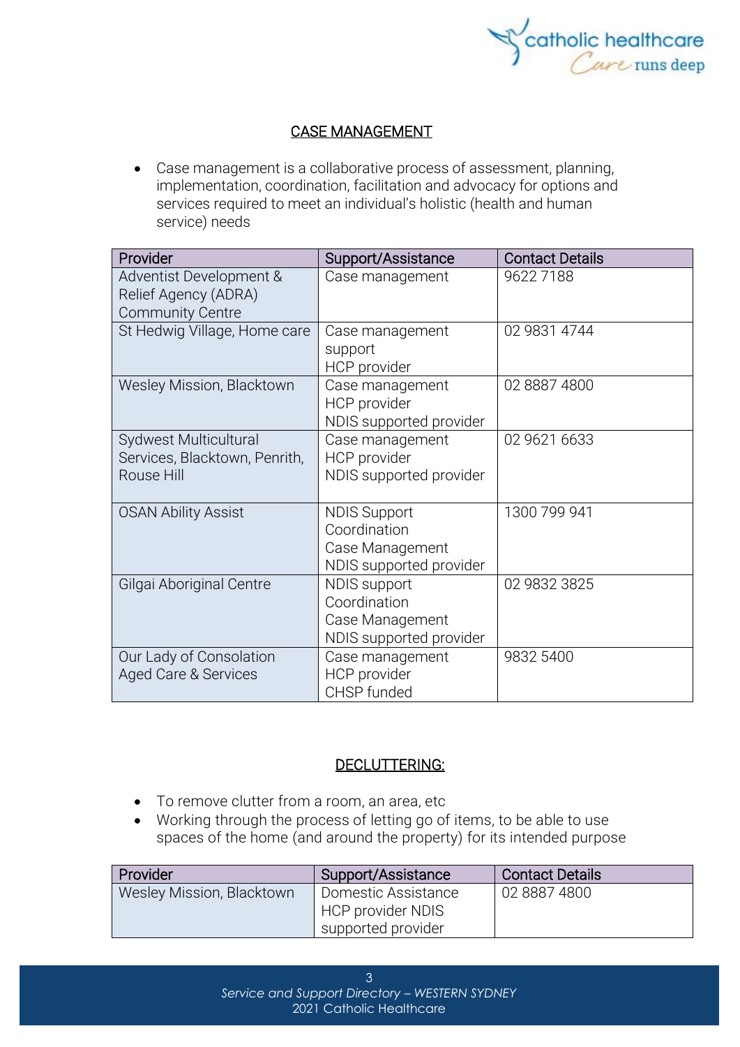## CASE MANAGEMENT

- Case management is a collaborative process of assessment, planning, implementation, coordination, facilitation and advocacy for options and services required to meet an individual's holistic (health and human service) needs

| Provider | Support/Assistance | Contact Details |
| --- | --- | --- |
| Adventist Development & Relief Agency (ADRA) Community Centre | Case management | 9622 7188 |
| St Hedwig Village, Home care | Case management support<br>HCP provider | 02 9831 4744 |
| Wesley Mission, Blacktown | Case management<br>HCP provider<br>NDIS supported provider | 02 8887 4800 |
| Sydwest Multicultural Services, Blacktown, Penrith, Rouse Hill | Case management<br>HCP provider<br>NDIS supported provider | 02 9621 6633 |
| OSAN Ability Assist | NDIS Support Coordination<br>Case Management<br>NDIS supported provider | 1300 799 941 |
| Gilgai Aboriginal Centre | NDIS support Coordination<br>Case Management<br>NDIS supported provider | 02 9832 3825 |
| Our Lady of Consolation Aged Care & Services | Case management<br>HCP provider<br>CHSP funded | 9832 5400 |

## DECLUTTERING:

- To remove clutter from a room, an area, etc
- Working through the process of letting go of items, to be able to use spaces of the home (and around the property) for its intended purpose

| Provider | Support/Assistance | Contact Details |
| --- | --- | --- |
| Wesley Mission, Blacktown | Domestic Assistance<br>HCP provider NDIS supported provider | 02 8887 4800 |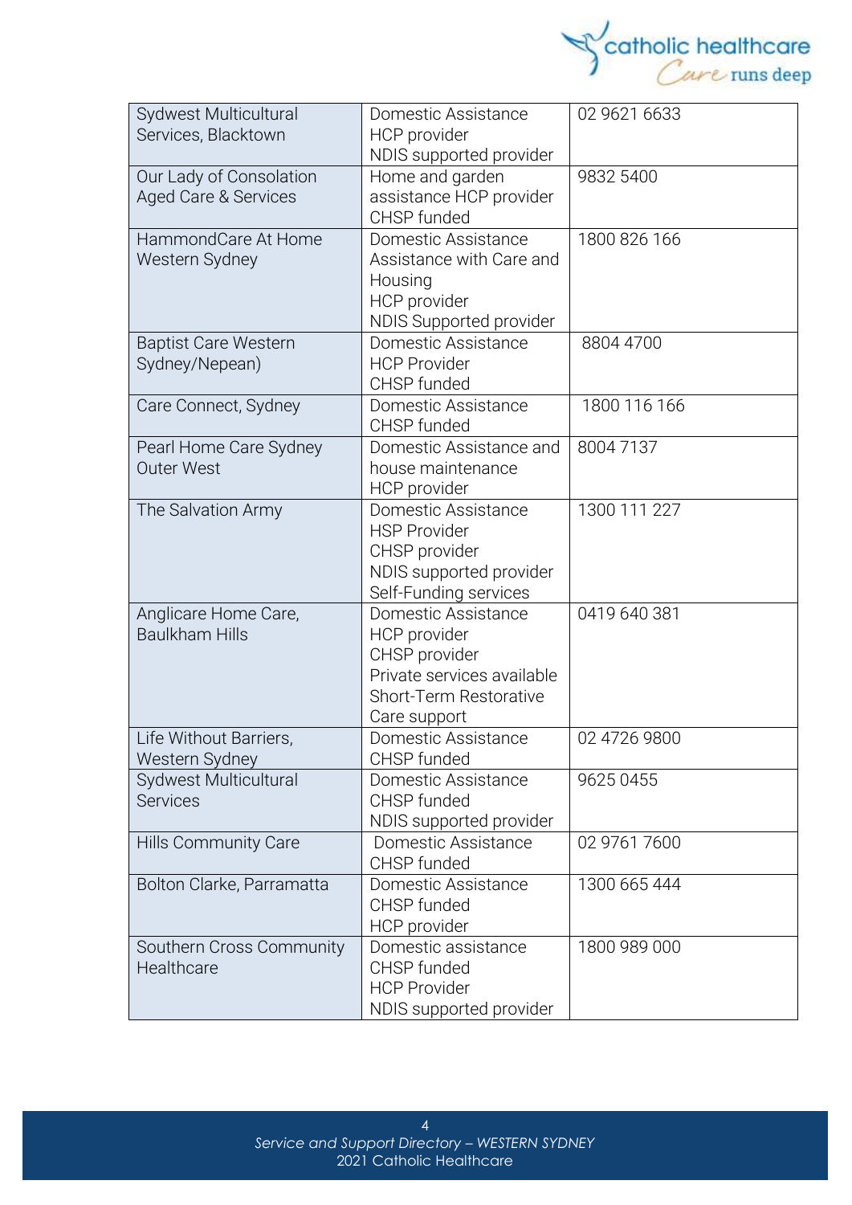| Sydwest Multicultural Services, Blacktown | Domestic Assistance<br>HCP provider<br>NDIS supported provider | 02 9621 6633 |
|---|---|---|
| Our Lady of Consolation Aged Care & Services | Home and garden assistance HCP provider<br>CHSP funded | 9832 5400 |
| HammondCare At Home Western Sydney | Domestic Assistance<br>Assistance with Care and Housing<br>HCP provider<br>NDIS Supported provider | 1800 826 166 |
| Baptist Care Western Sydney/Nepean) | Domestic Assistance<br>HCP Provider<br>CHSP funded | 8804 4700 |
| Care Connect, Sydney | Domestic Assistance<br>CHSP funded | 1800 116 166 |
| Pearl Home Care Sydney Outer West | Domestic Assistance and house maintenance<br>HCP provider | 8004 7137 |
| The Salvation Army | Domestic Assistance<br>HSP Provider<br>CHSP provider<br>NDIS supported provider<br>Self-Funding services | 1300 111 227 |
| Anglicare Home Care, Baulkham Hills | Domestic Assistance<br>HCP provider<br>CHSP provider<br>Private services available<br>Short-Term Restorative Care support | 0419 640 381 |
| Life Without Barriers, Western Sydney | Domestic Assistance<br>CHSP funded | 02 4726 9800 |
| Sydwest Multicultural Services | Domestic Assistance<br>CHSP funded<br>NDIS supported provider | 9625 0455 |
| Hills Community Care | Domestic Assistance<br>CHSP funded | 02 9761 7600 |
| Bolton Clarke, Parramatta | Domestic Assistance<br>CHSP funded<br>HCP provider | 1300 665 444 |
| Southern Cross Community Healthcare | Domestic assistance<br>CHSP funded<br>HCP Provider<br>NDIS supported provider | 1800 989 000 |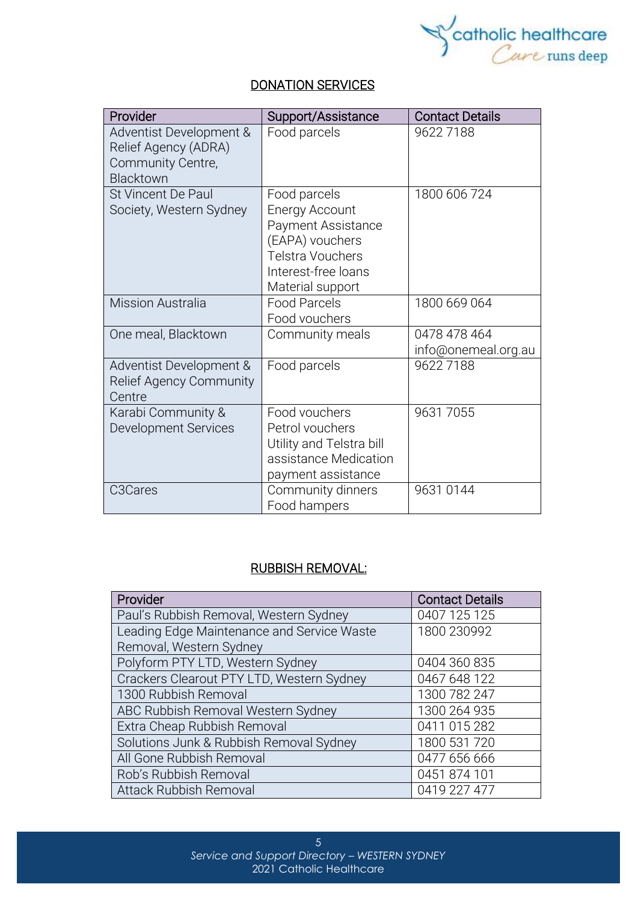## DONATION SERVICES

| Provider | Support/Assistance | Contact Details |
|---|---|---|
| Adventist Development & Relief Agency (ADRA) Community Centre, Blacktown | Food parcels | 9622 7188 |
| St Vincent De Paul Society, Western Sydney | Food parcels<br>Energy Account Payment Assistance (EAPA) vouchers<br>Telstra Vouchers<br>Interest-free loans<br>Material support | 1800 606 724 |
| Mission Australia | Food Parcels<br>Food vouchers | 1800 669 064 |
| One meal, Blacktown | Community meals | 0478 478 464<br>info@onemeal.org.au |
| Adventist Development & Relief Agency Community Centre | Food parcels | 9622 7188 |
| Karabi Community & Development Services | Food vouchers<br>Petrol vouchers<br>Utility and Telstra bill assistance Medication payment assistance | 9631 7055 |
| C3Cares | Community dinners<br>Food hampers | 9631 0144 |

## RUBBISH REMOVAL:

| Provider | Contact Details |
|---|---|
| Paul's Rubbish Removal, Western Sydney | 0407 125 125 |
| Leading Edge Maintenance and Service Waste Removal, Western Sydney | 1800 230992 |
| Polyform PTY LTD, Western Sydney | 0404 360 835 |
| Crackers Clearout PTY LTD, Western Sydney | 0467 648 122 |
| 1300 Rubbish Removal | 1300 782 247 |
| ABC Rubbish Removal Western Sydney | 1300 264 935 |
| Extra Cheap Rubbish Removal | 0411 015 282 |
| Solutions Junk & Rubbish Removal Sydney | 1800 531 720 |
| All Gone Rubbish Removal | 0477 656 666 |
| Rob's Rubbish Removal | 0451 874 101 |
| Attack Rubbish Removal | 0419 227 477 |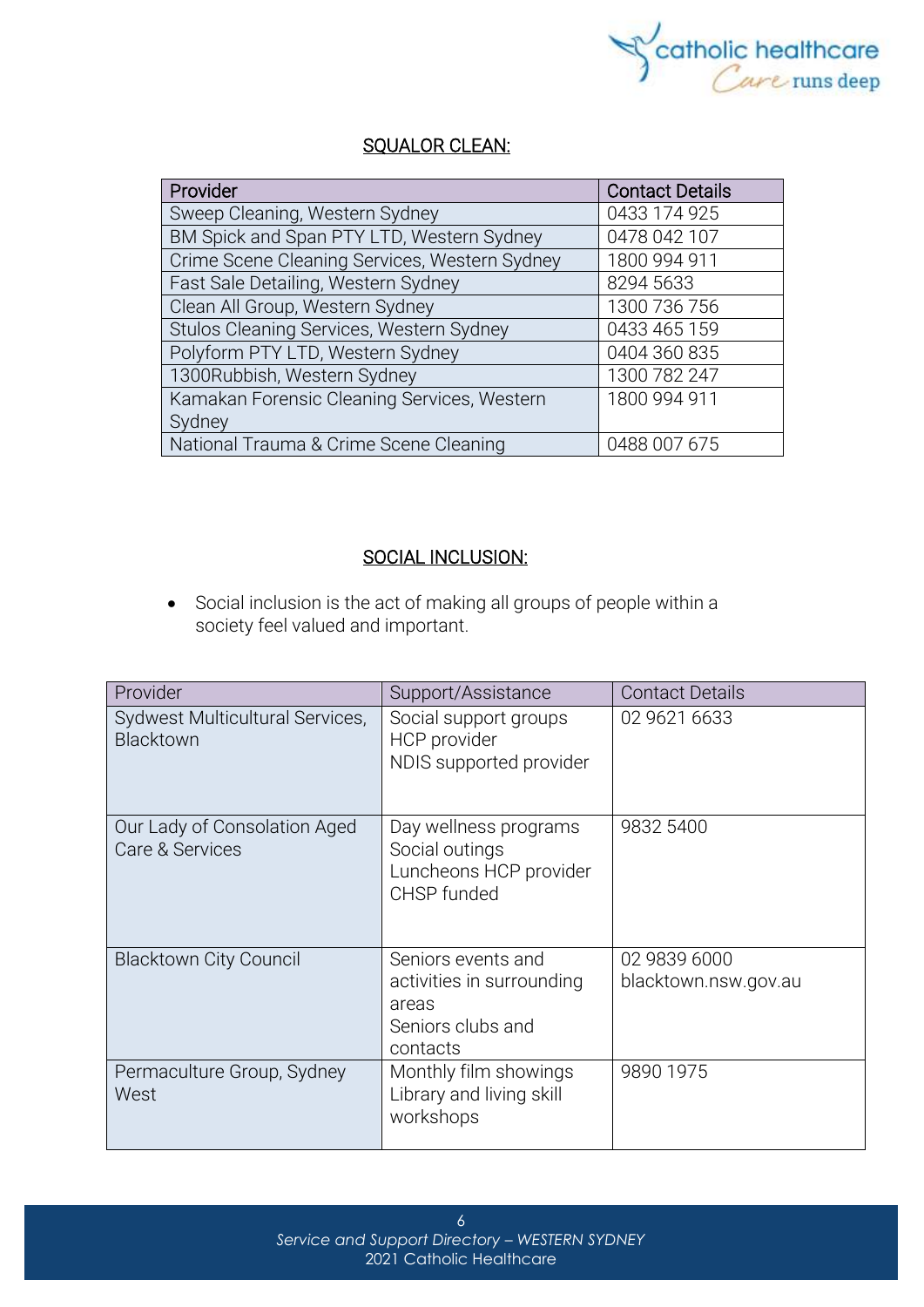## SQUALOR CLEAN:

| Provider | Contact Details |
|---|---|
| Sweep Cleaning, Western Sydney | 0433 174 925 |
| BM Spick and Span PTY LTD, Western Sydney | 0478 042 107 |
| Crime Scene Cleaning Services, Western Sydney | 1800 994 911 |
| Fast Sale Detailing, Western Sydney | 8294 5633 |
| Clean All Group, Western Sydney | 1300 736 756 |
| Stulos Cleaning Services, Western Sydney | 0433 465 159 |
| Polyform PTY LTD, Western Sydney | 0404 360 835 |
| 1300Rubbish, Western Sydney | 1300 782 247 |
| Kamakan Forensic Cleaning Services, Western Sydney | 1800 994 911 |
| National Trauma & Crime Scene Cleaning | 0488 007 675 |

## SOCIAL INCLUSION:

- Social inclusion is the act of making all groups of people within a society feel valued and important.

| Provider | Support/Assistance | Contact Details |
|---|---|---|
| Sydwest Multicultural Services, Blacktown | Social support groups<br>HCP provider<br>NDIS supported provider | 02 9621 6633 |
| Our Lady of Consolation Aged Care & Services | Day wellness programs<br>Social outings<br>Luncheons HCP provider<br>CHSP funded | 9832 5400 |
| Blacktown City Council | Seniors events and activities in surrounding areas<br>Seniors clubs and contacts | 02 9839 6000<br>blacktown.nsw.gov.au |
| Permaculture Group, Sydney West | Monthly film showings<br>Library and living skill workshops | 9890 1975 |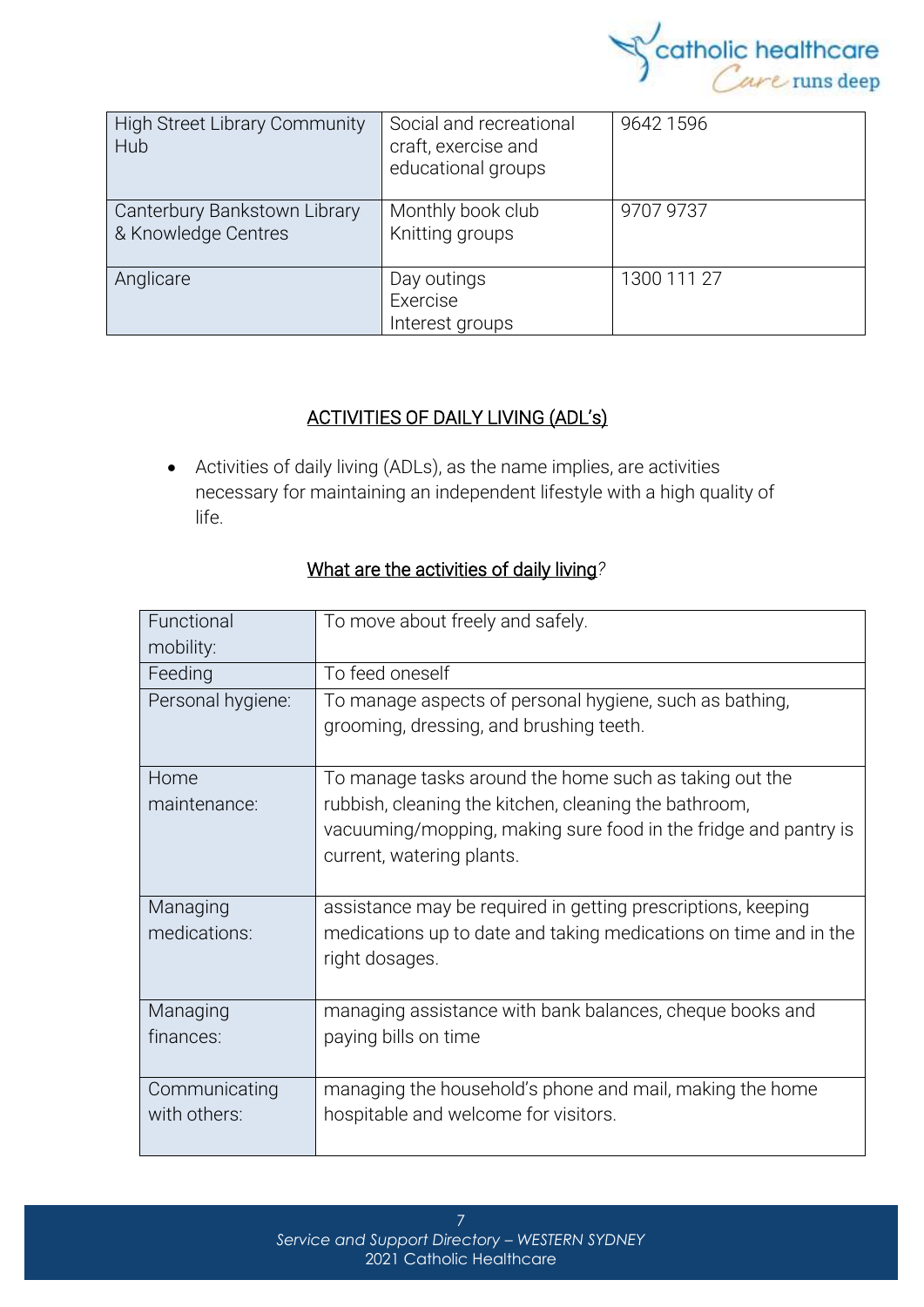| High Street Library Community Hub | Social and recreational craft, exercise and educational groups | 9642 1596 |
|---|---|---|
| Canterbury Bankstown Library & Knowledge Centres | Monthly book club<br>Knitting groups | 9707 9737 |
| Anglicare | Day outings<br>Exercise<br>Interest groups | 1300 111 27 |

## ACTIVITIES OF DAILY LIVING (ADL's)

- Activities of daily living (ADLs), as the name implies, are activities necessary for maintaining an independent lifestyle with a high quality of life.

### What are the activities of daily living?

| Functional mobility: | To move about freely and safely. |
|---|---|
| Feeding | To feed oneself |
| Personal hygiene: | To manage aspects of personal hygiene, such as bathing, grooming, dressing, and brushing teeth. |
| Home maintenance: | To manage tasks around the home such as taking out the rubbish, cleaning the kitchen, cleaning the bathroom, vacuuming/mopping, making sure food in the fridge and pantry is current, watering plants. |
| Managing medications: | assistance may be required in getting prescriptions, keeping medications up to date and taking medications on time and in the right dosages. |
| Managing finances: | managing assistance with bank balances, cheque books and paying bills on time |
| Communicating with others: | managing the household's phone and mail, making the home hospitable and welcome for visitors. |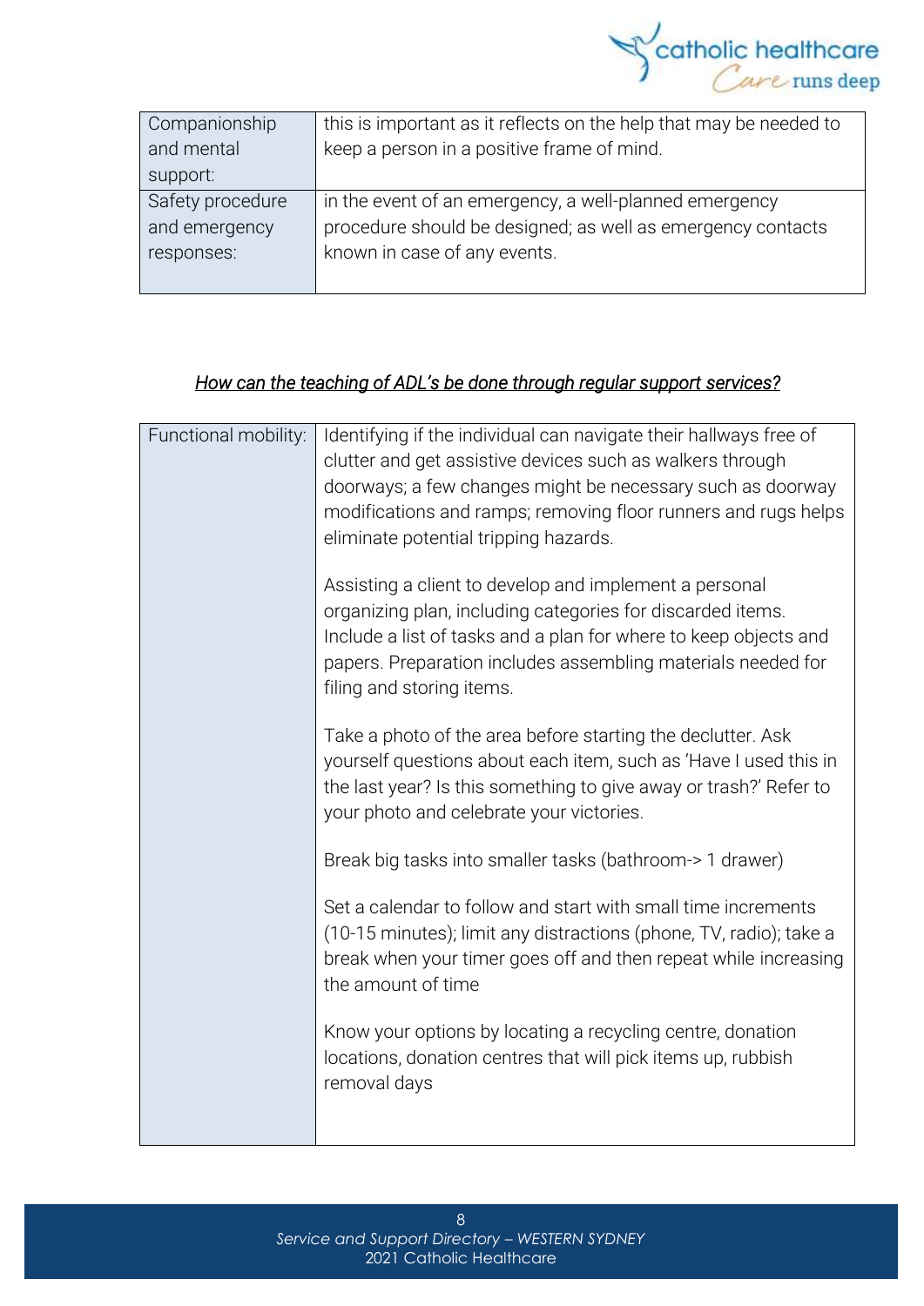| Companionship and mental support: | this is important as it reflects on the help that may be needed to keep a person in a positive frame of mind. |
|---|---|
| Safety procedure and emergency responses: | in the event of an emergency, a well-planned emergency procedure should be designed; as well as emergency contacts known in case of any events. |

*How can the teaching of ADL's be done through regular support services?*

| Functional mobility: | Identifying if the individual can navigate their hallways free of clutter and get assistive devices such as walkers through doorways; a few changes might be necessary such as doorway modifications and ramps; removing floor runners and rugs helps eliminate potential tripping hazards.<br><br>Assisting a client to develop and implement a personal organizing plan, including categories for discarded items. Include a list of tasks and a plan for where to keep objects and papers. Preparation includes assembling materials needed for filing and storing items.<br><br>Take a photo of the area before starting the declutter. Ask yourself questions about each item, such as 'Have I used this in the last year? Is this something to give away or trash?' Refer to your photo and celebrate your victories.<br><br>Break big tasks into smaller tasks (bathroom-> 1 drawer)<br><br>Set a calendar to follow and start with small time increments (10-15 minutes); limit any distractions (phone, TV, radio); take a break when your timer goes off and then repeat while increasing the amount of time<br><br>Know your options by locating a recycling centre, donation locations, donation centres that will pick items up, rubbish removal days |
|---|---|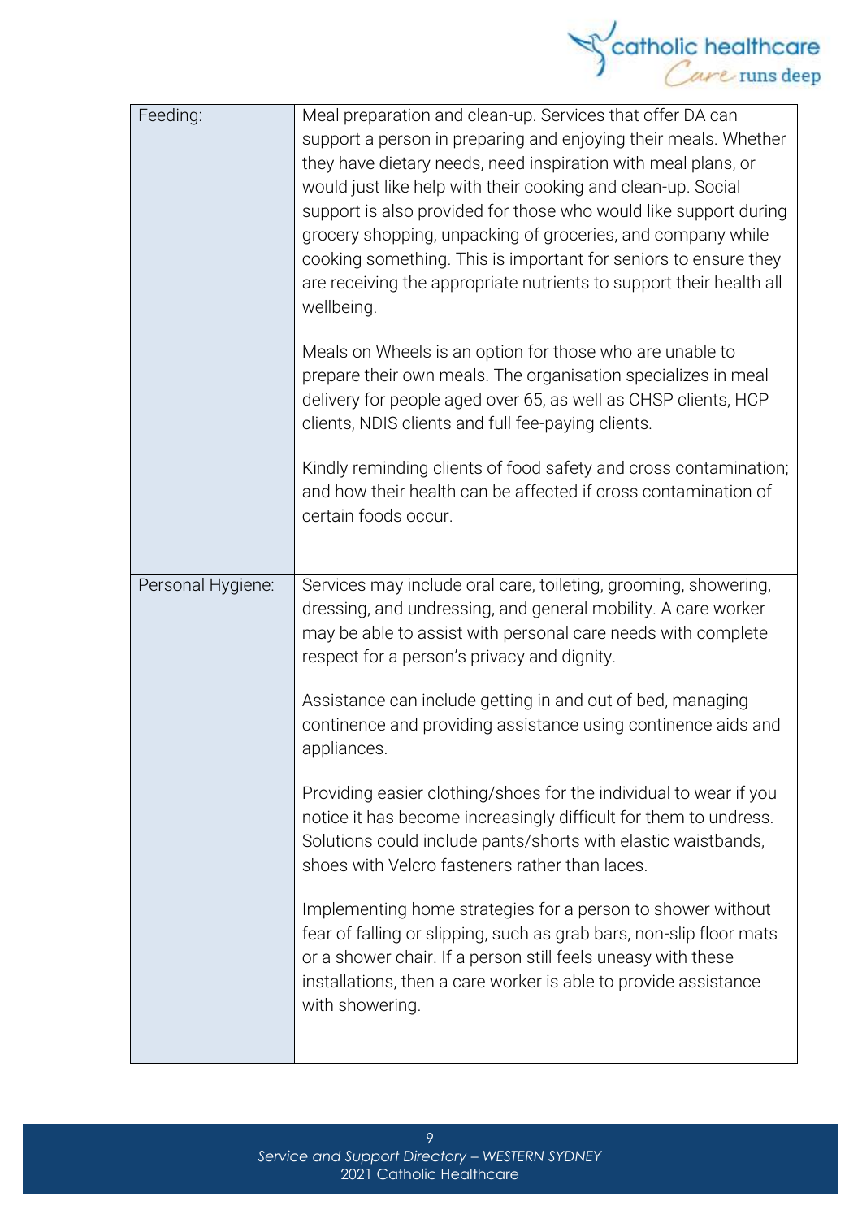| | |
|---|---|
| Feeding: | Meal preparation and clean-up. Services that offer DA can support a person in preparing and enjoying their meals. Whether they have dietary needs, need inspiration with meal plans, or would just like help with their cooking and clean-up. Social support is also provided for those who would like support during grocery shopping, unpacking of groceries, and company while cooking something. This is important for seniors to ensure they are receiving the appropriate nutrients to support their health all wellbeing.<br><br>Meals on Wheels is an option for those who are unable to prepare their own meals. The organisation specializes in meal delivery for people aged over 65, as well as CHSP clients, HCP clients, NDIS clients and full fee-paying clients.<br><br>Kindly reminding clients of food safety and cross contamination; and how their health can be affected if cross contamination of certain foods occur. |
| Personal Hygiene: | Services may include oral care, toileting, grooming, showering, dressing, and undressing, and general mobility. A care worker may be able to assist with personal care needs with complete respect for a person's privacy and dignity.<br><br>Assistance can include getting in and out of bed, managing continence and providing assistance using continence aids and appliances.<br><br>Providing easier clothing/shoes for the individual to wear if you notice it has become increasingly difficult for them to undress. Solutions could include pants/shorts with elastic waistbands, shoes with Velcro fasteners rather than laces.<br><br>Implementing home strategies for a person to shower without fear of falling or slipping, such as grab bars, non-slip floor mats or a shower chair. If a person still feels uneasy with these installations, then a care worker is able to provide assistance with showering. |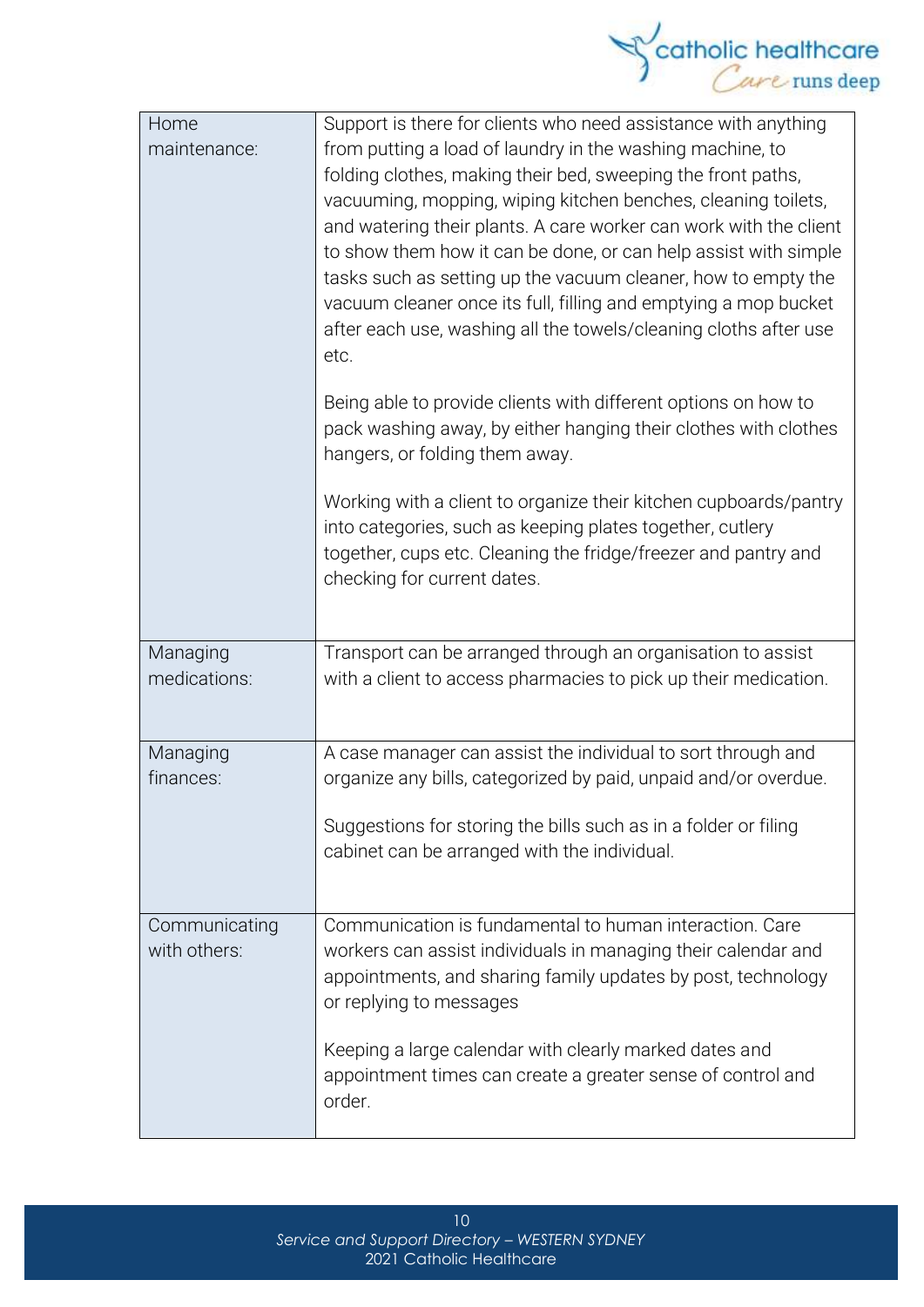| | |
|---|---|
| Home maintenance: | Support is there for clients who need assistance with anything from putting a load of laundry in the washing machine, to folding clothes, making their bed, sweeping the front paths, vacuuming, mopping, wiping kitchen benches, cleaning toilets, and watering their plants. A care worker can work with the client to show them how it can be done, or can help assist with simple tasks such as setting up the vacuum cleaner, how to empty the vacuum cleaner once its full, filling and emptying a mop bucket after each use, washing all the towels/cleaning cloths after use etc.<br><br>Being able to provide clients with different options on how to pack washing away, by either hanging their clothes with clothes hangers, or folding them away.<br><br>Working with a client to organize their kitchen cupboards/pantry into categories, such as keeping plates together, cutlery together, cups etc. Cleaning the fridge/freezer and pantry and checking for current dates. |
| Managing medications: | Transport can be arranged through an organisation to assist with a client to access pharmacies to pick up their medication. |
| Managing finances: | A case manager can assist the individual to sort through and organize any bills, categorized by paid, unpaid and/or overdue.<br><br>Suggestions for storing the bills such as in a folder or filing cabinet can be arranged with the individual. |
| Communicating with others: | Communication is fundamental to human interaction. Care workers can assist individuals in managing their calendar and appointments, and sharing family updates by post, technology or replying to messages<br><br>Keeping a large calendar with clearly marked dates and appointment times can create a greater sense of control and order. |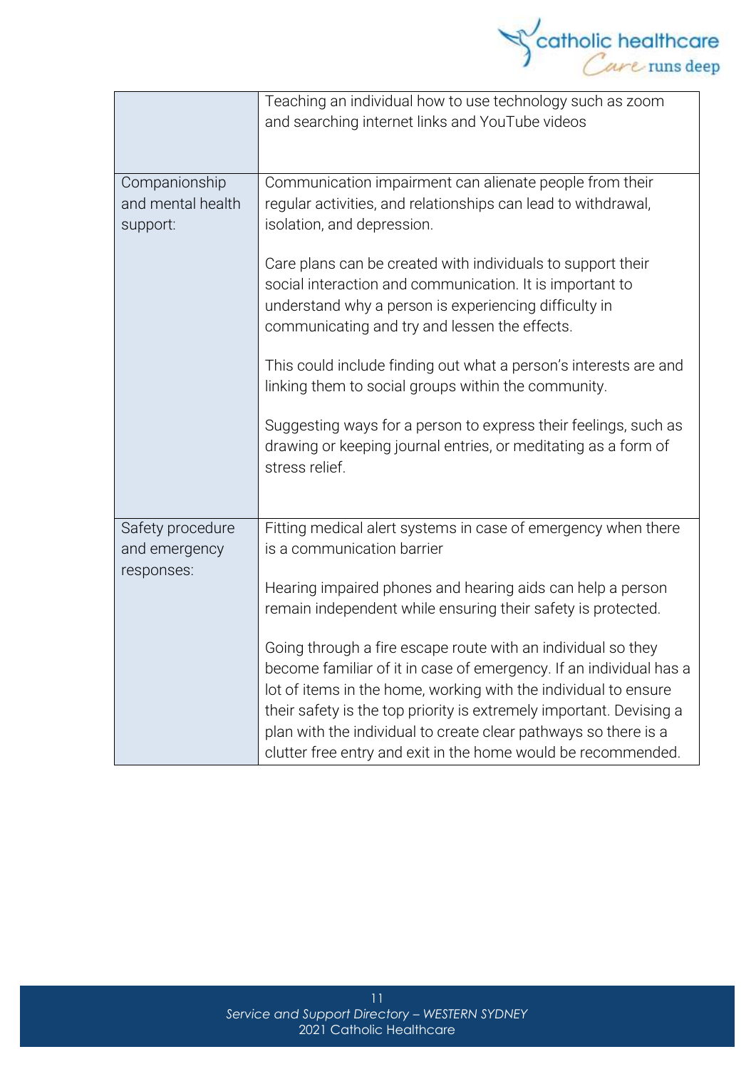| | |
|---|---|
| | Teaching an individual how to use technology such as zoom and searching internet links and YouTube videos |
| Companionship and mental health support: | Communication impairment can alienate people from their regular activities, and relationships can lead to withdrawal, isolation, and depression.<br><br>Care plans can be created with individuals to support their social interaction and communication. It is important to understand why a person is experiencing difficulty in communicating and try and lessen the effects.<br><br>This could include finding out what a person's interests are and linking them to social groups within the community.<br><br>Suggesting ways for a person to express their feelings, such as drawing or keeping journal entries, or meditating as a form of stress relief. |
| Safety procedure and emergency responses: | Fitting medical alert systems in case of emergency when there is a communication barrier<br><br>Hearing impaired phones and hearing aids can help a person remain independent while ensuring their safety is protected.<br><br>Going through a fire escape route with an individual so they become familiar of it in case of emergency. If an individual has a lot of items in the home, working with the individual to ensure their safety is the top priority is extremely important. Devising a plan with the individual to create clear pathways so there is a clutter free entry and exit in the home would be recommended. |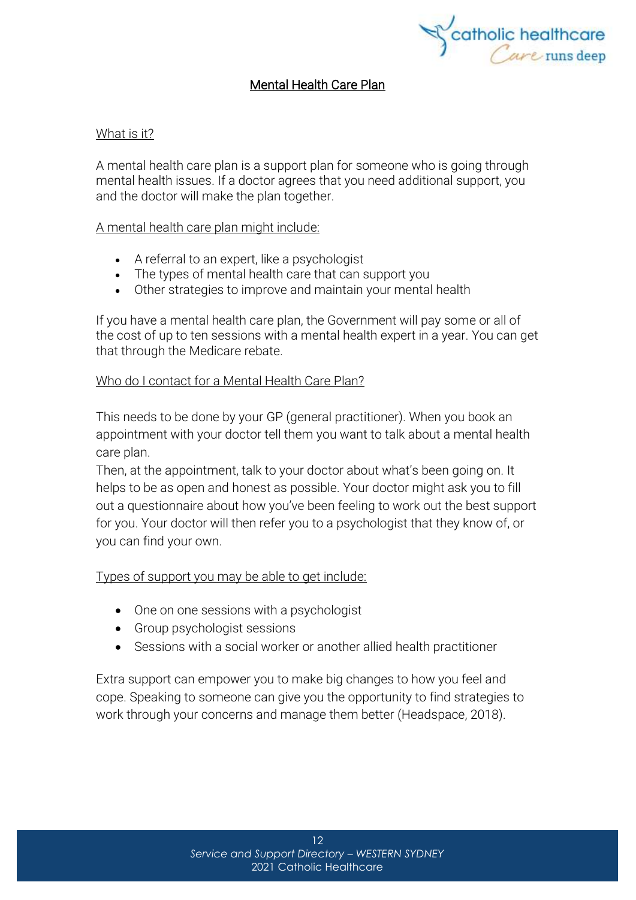# Mental Health Care Plan

## What is it?

A mental health care plan is a support plan for someone who is going through mental health issues. If a doctor agrees that you need additional support, you and the doctor will make the plan together.

### A mental health care plan might include:

- A referral to an expert, like a psychologist
- The types of mental health care that can support you
- Other strategies to improve and maintain your mental health

If you have a mental health care plan, the Government will pay some or all of the cost of up to ten sessions with a mental health expert in a year. You can get that through the Medicare rebate.

## Who do I contact for a Mental Health Care Plan?

This needs to be done by your GP (general practitioner). When you book an appointment with your doctor tell them you want to talk about a mental health care plan.

Then, at the appointment, talk to your doctor about what's been going on. It helps to be as open and honest as possible. Your doctor might ask you to fill out a questionnaire about how you've been feeling to work out the best support for you. Your doctor will then refer you to a psychologist that they know of, or you can find your own.

### Types of support you may be able to get include:

- One on one sessions with a psychologist
- Group psychologist sessions
- Sessions with a social worker or another allied health practitioner

Extra support can empower you to make big changes to how you feel and cope. Speaking to someone can give you the opportunity to find strategies to work through your concerns and manage them better (Headspace, 2018).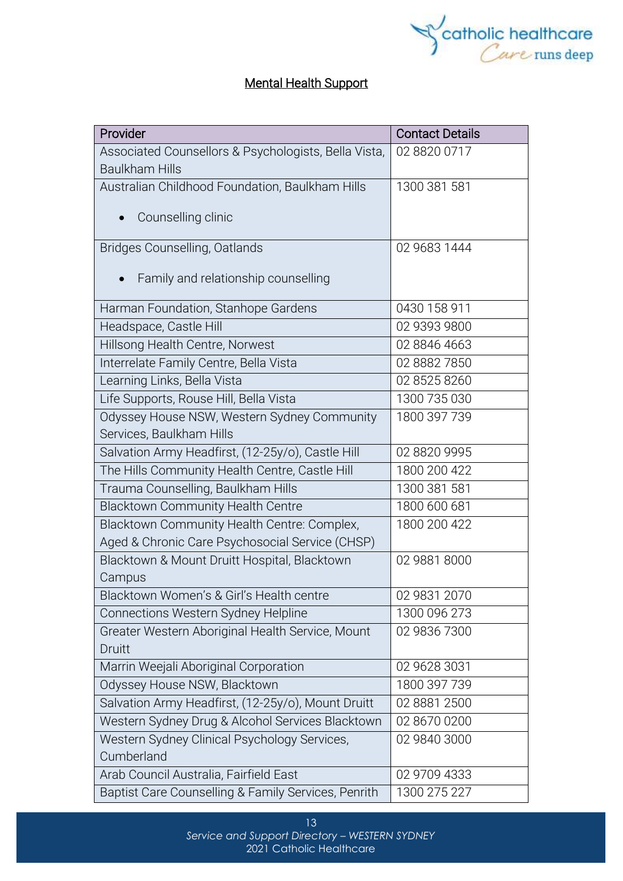## Mental Health Support

| Provider | Contact Details |
| --- | --- |
| Associated Counsellors & Psychologists, Bella Vista, Baulkham Hills | 02 8820 0717 |
| Australian Childhood Foundation, Baulkham Hills<br>• Counselling clinic | 1300 381 581 |
| Bridges Counselling, Oatlands<br>• Family and relationship counselling | 02 9683 1444 |
| Harman Foundation, Stanhope Gardens | 0430 158 911 |
| Headspace, Castle Hill | 02 9393 9800 |
| Hillsong Health Centre, Norwest | 02 8846 4663 |
| Interrelate Family Centre, Bella Vista | 02 8882 7850 |
| Learning Links, Bella Vista | 02 8525 8260 |
| Life Supports, Rouse Hill, Bella Vista | 1300 735 030 |
| Odyssey House NSW, Western Sydney Community Services, Baulkham Hills | 1800 397 739 |
| Salvation Army Headfirst, (12-25y/o), Castle Hill | 02 8820 9995 |
| The Hills Community Health Centre, Castle Hill | 1800 200 422 |
| Trauma Counselling, Baulkham Hills | 1300 381 581 |
| Blacktown Community Health Centre | 1800 600 681 |
| Blacktown Community Health Centre: Complex, Aged & Chronic Care Psychosocial Service (CHSP) | 1800 200 422 |
| Blacktown & Mount Druitt Hospital, Blacktown Campus | 02 9881 8000 |
| Blacktown Women's & Girl's Health centre | 02 9831 2070 |
| Connections Western Sydney Helpline | 1300 096 273 |
| Greater Western Aboriginal Health Service, Mount Druitt | 02 9836 7300 |
| Marrin Weejali Aboriginal Corporation | 02 9628 3031 |
| Odyssey House NSW, Blacktown | 1800 397 739 |
| Salvation Army Headfirst, (12-25y/o), Mount Druitt | 02 8881 2500 |
| Western Sydney Drug & Alcohol Services Blacktown | 02 8670 0200 |
| Western Sydney Clinical Psychology Services, Cumberland | 02 9840 3000 |
| Arab Council Australia, Fairfield East | 02 9709 4333 |
| Baptist Care Counselling & Family Services, Penrith | 1300 275 227 |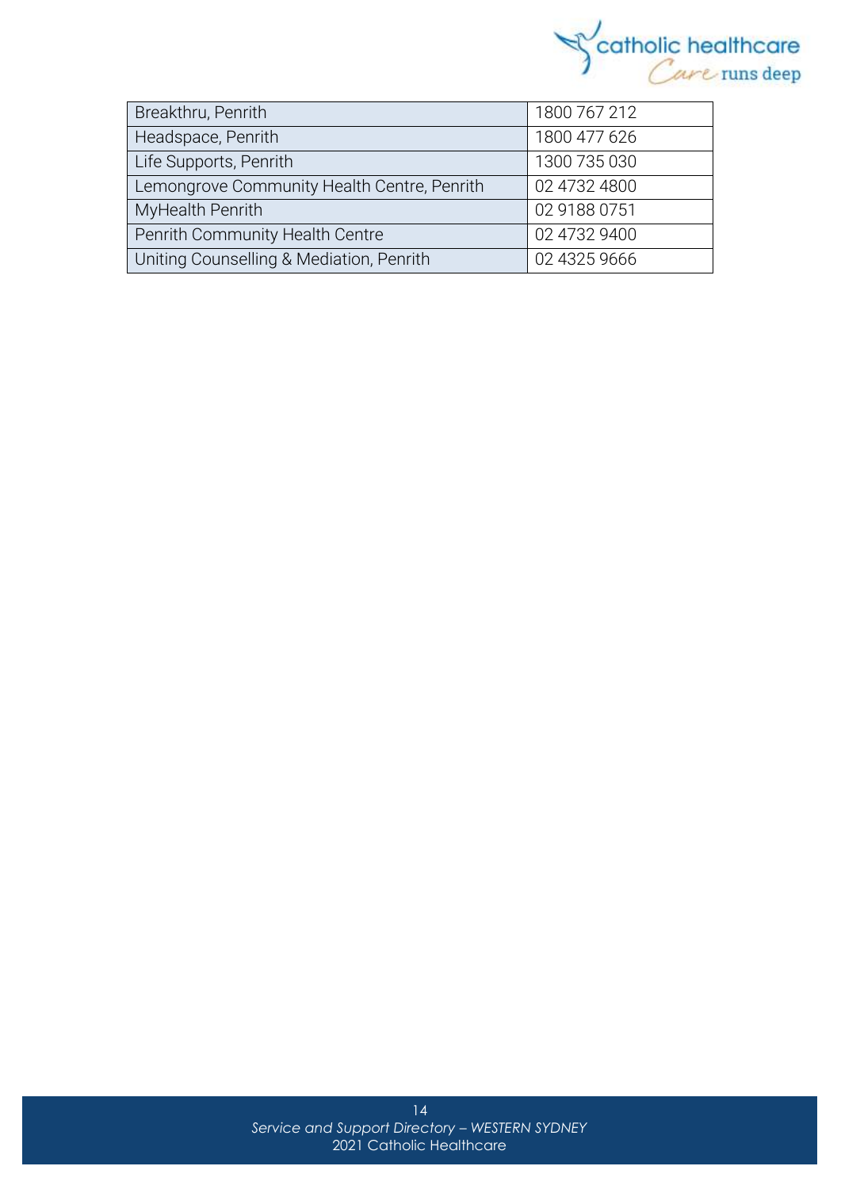| | |
|---|---|
| Breakthru, Penrith | 1800 767 212 |
| Headspace, Penrith | 1800 477 626 |
| Life Supports, Penrith | 1300 735 030 |
| Lemongrove Community Health Centre, Penrith | 02 4732 4800 |
| MyHealth Penrith | 02 9188 0751 |
| Penrith Community Health Centre | 02 4732 9400 |
| Uniting Counselling & Mediation, Penrith | 02 4325 9666 |